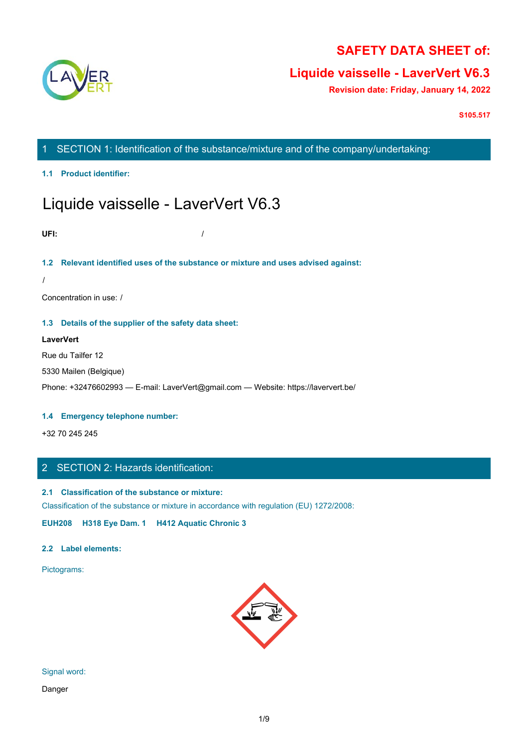# SAFETY DATA SHEET of:

## Liquide vaisselle - LaverVert V6.3

**Revision date: Friday, January 14, 2022**

**S105.517**

## 1 SECTION 1: Identification of the substance/mixture and of the company/undertaking:

### 1.1 Product identifier:

# Liquide vaisselle - LaverVert V6.3

**UFI:** /

### 1.2 Relevant identified uses of the substance or mixture and uses advised against:

/

Concentration in use: /

### 1.3 Details of the supplier of the safety data sheet:

**LaverVert**

Rue du Tailfer 12

5330 Mailen (Belgique)

Phone: +32476602993 — E-mail: LaverVert@gmail.com — Website: https://laververt.be/

### 1.4 Emergency telephone number:

+32 70 245 245

## 2 SECTION 2: Hazards identification:

### 2.1 Classification of the substance or mixture:

Classification of the substance or mixture in accordance with regulation (EU) 1272/2008:

**EUH208 H318 Eye Dam. 1 H412 Aquatic Chronic 3**

### 2.2 Label elements:

Pictograms:

Signal word:

Danger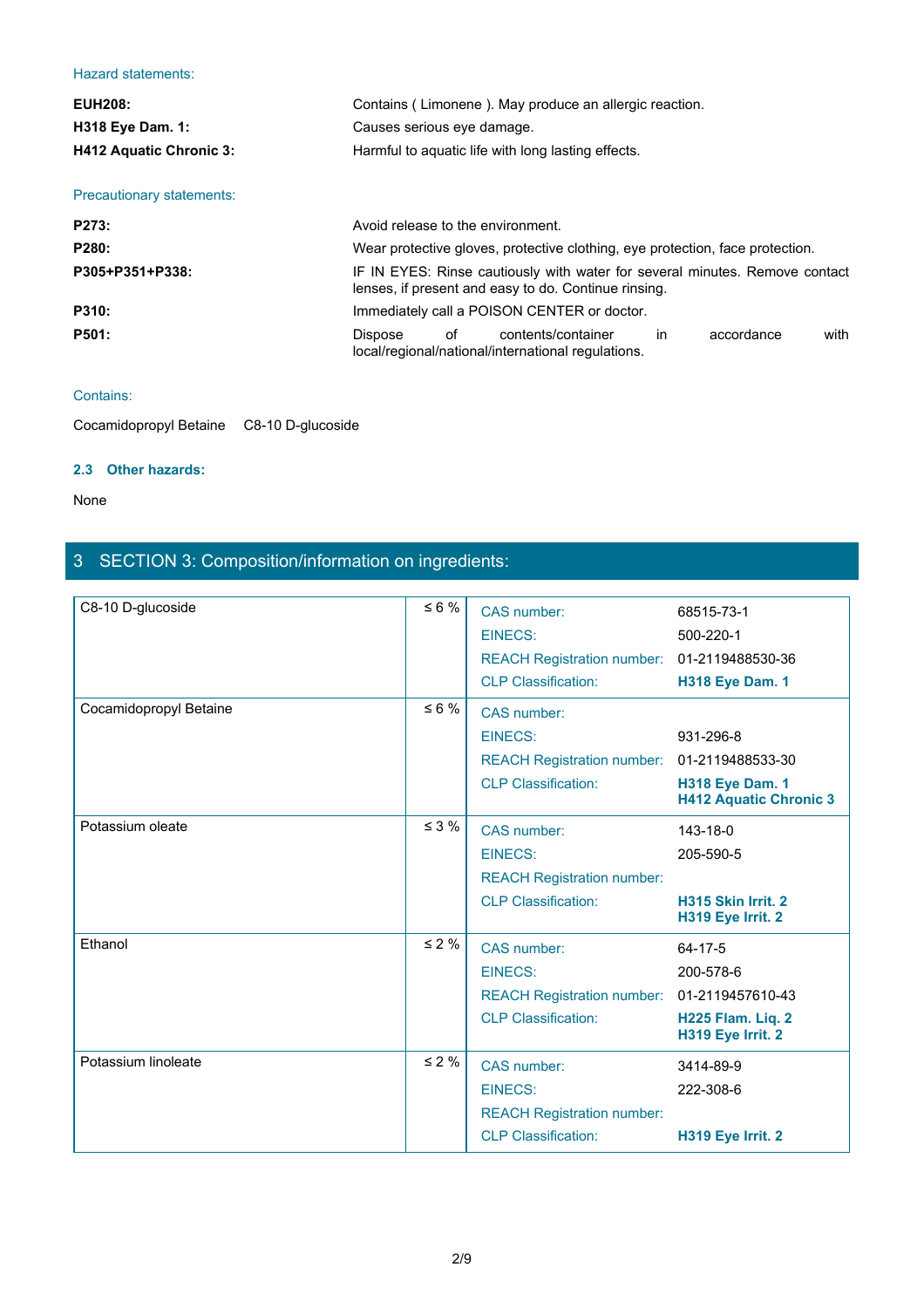Hazard statements:

| | |
|---|---|
| **EUH208:** | Contains ( Limonene ). May produce an allergic reaction. |
| **H318 Eye Dam. 1:** | Causes serious eye damage. |
| **H412 Aquatic Chronic 3:** | Harmful to aquatic life with long lasting effects. |

Precautionary statements:

| | |
|---|---|
| **P273:** | Avoid release to the environment. |
| **P280:** | Wear protective gloves, protective clothing, eye protection, face protection. |
| **P305+P351+P338:** | IF IN EYES: Rinse cautiously with water for several minutes. Remove contact lenses, if present and easy to do. Continue rinsing. |
| **P310:** | Immediately call a POISON CENTER or doctor. |
| **P501:** | Dispose of contents/container in accordance with local/regional/national/international regulations. |

Contains:

Cocamidopropyl Betaine    C8-10 D-glucoside

### 2.3 Other hazards:

None

## 3 SECTION 3: Composition/information on ingredients:

| Ingredient | Concentration | Identifier | Value |
|---|---|---|---|
| C8-10 D-glucoside | ≤ 6 % | CAS number: | 68515-73-1 |
| | | EINECS: | 500-220-1 |
| | | REACH Registration number: | 01-2119488530-36 |
| | | CLP Classification: | **H318 Eye Dam. 1** |
| Cocamidopropyl Betaine | ≤ 6 % | CAS number: | |
| | | EINECS: | 931-296-8 |
| | | REACH Registration number: | 01-2119488533-30 |
| | | CLP Classification: | **H318 Eye Dam. 1**<br>**H412 Aquatic Chronic 3** |
| Potassium oleate | ≤ 3 % | CAS number: | 143-18-0 |
| | | EINECS: | 205-590-5 |
| | | REACH Registration number: | |
| | | CLP Classification: | **H315 Skin Irrit. 2**<br>**H319 Eye Irrit. 2** |
| Ethanol | ≤ 2 % | CAS number: | 64-17-5 |
| | | EINECS: | 200-578-6 |
| | | REACH Registration number: | 01-2119457610-43 |
| | | CLP Classification: | **H225 Flam. Liq. 2**<br>**H319 Eye Irrit. 2** |
| Potassium linoleate | ≤ 2 % | CAS number: | 3414-89-9 |
| | | EINECS: | 222-308-6 |
| | | REACH Registration number: | |
| | | CLP Classification: | **H319 Eye Irrit. 2** |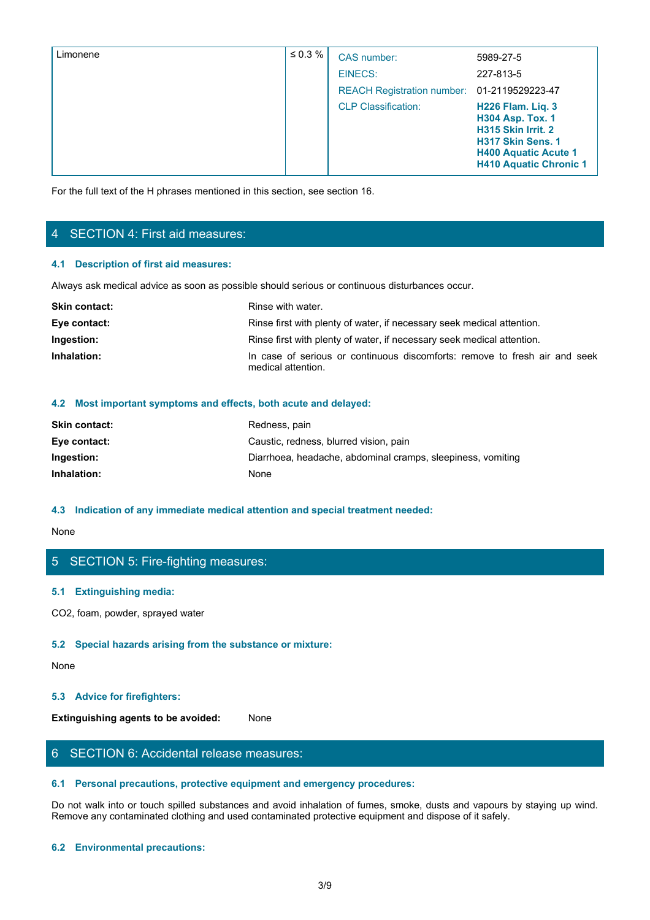| Limonene | ≤ 0.3 % | CAS number: | 5989-27-5 |
|---|---|---|---|
| | | EINECS: | 227-813-5 |
| | | REACH Registration number: | 01-2119529223-47 |
| | | CLP Classification: | **H226 Flam. Liq. 3**<br>**H304 Asp. Tox. 1**<br>**H315 Skin Irrit. 2**<br>**H317 Skin Sens. 1**<br>**H400 Aquatic Acute 1**<br>**H410 Aquatic Chronic 1** |

For the full text of the H phrases mentioned in this section, see section 16.

## 4 SECTION 4: First aid measures:

### 4.1 Description of first aid measures:

Always ask medical advice as soon as possible should serious or continuous disturbances occur.

**Skin contact:** Rinse with water.

**Eye contact:** Rinse first with plenty of water, if necessary seek medical attention.

**Ingestion:** Rinse first with plenty of water, if necessary seek medical attention.

**Inhalation:** In case of serious or continuous discomforts: remove to fresh air and seek medical attention.

### 4.2 Most important symptoms and effects, both acute and delayed:

**Skin contact:** Redness, pain

**Eye contact:** Caustic, redness, blurred vision, pain

**Ingestion:** Diarrhoea, headache, abdominal cramps, sleepiness, vomiting

**Inhalation:** None

### 4.3 Indication of any immediate medical attention and special treatment needed:

None

## 5 SECTION 5: Fire-fighting measures:

### 5.1 Extinguishing media:

$CO_2$, foam, powder, sprayed water

### 5.2 Special hazards arising from the substance or mixture:

None

### 5.3 Advice for firefighters:

**Extinguishing agents to be avoided:** None

## 6 SECTION 6: Accidental release measures:

### 6.1 Personal precautions, protective equipment and emergency procedures:

Do not walk into or touch spilled substances and avoid inhalation of fumes, smoke, dusts and vapours by staying up wind. Remove any contaminated clothing and used contaminated protective equipment and dispose of it safely.

### 6.2 Environmental precautions: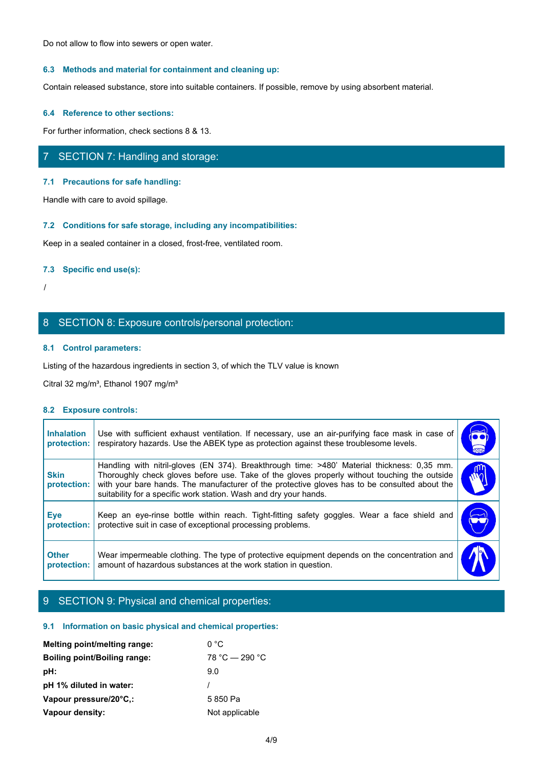Do not allow to flow into sewers or open water.

### 6.3 Methods and material for containment and cleaning up:

Contain released substance, store into suitable containers. If possible, remove by using absorbent material.

### 6.4 Reference to other sections:

For further information, check sections 8 & 13.

## 7 SECTION 7: Handling and storage:

### 7.1 Precautions for safe handling:

Handle with care to avoid spillage.

### 7.2 Conditions for safe storage, including any incompatibilities:

Keep in a sealed container in a closed, frost-free, ventilated room.

### 7.3 Specific end use(s):

/

## 8 SECTION 8: Exposure controls/personal protection:

### 8.1 Control parameters:

Listing of the hazardous ingredients in section 3, of which the TLV value is known

Citral 32 mg/m³, Ethanol 1907 mg/m³

### 8.2 Exposure controls:

| | | |
|---|---|---|
| **Inhalation protection:** | Use with sufficient exhaust ventilation. If necessary, use an air-purifying face mask in case of respiratory hazards. Use the ABEK type as protection against these troublesome levels. | |
| **Skin protection:** | Handling with nitril-gloves (EN 374). Breakthrough time: >480' Material thickness: 0,35 mm. Thoroughly check gloves before use. Take of the gloves properly without touching the outside with your bare hands. The manufacturer of the protective gloves has to be consulted about the suitability for a specific work station. Wash and dry your hands. | |
| **Eye protection:** | Keep an eye-rinse bottle within reach. Tight-fitting safety goggles. Wear a face shield and protective suit in case of exceptional processing problems. | |
| **Other protection:** | Wear impermeable clothing. The type of protective equipment depends on the concentration and amount of hazardous substances at the work station in question. | |

## 9 SECTION 9: Physical and chemical properties:

### 9.1 Information on basic physical and chemical properties:

| | |
|---|---|
| **Melting point/melting range:** | 0 °C |
| **Boiling point/Boiling range:** | 78 °C — 290 °C |
| **pH:** | 9.0 |
| **pH 1% diluted in water:** | / |
| **Vapour pressure/20°C,:** | 5 850 Pa |
| **Vapour density:** | Not applicable |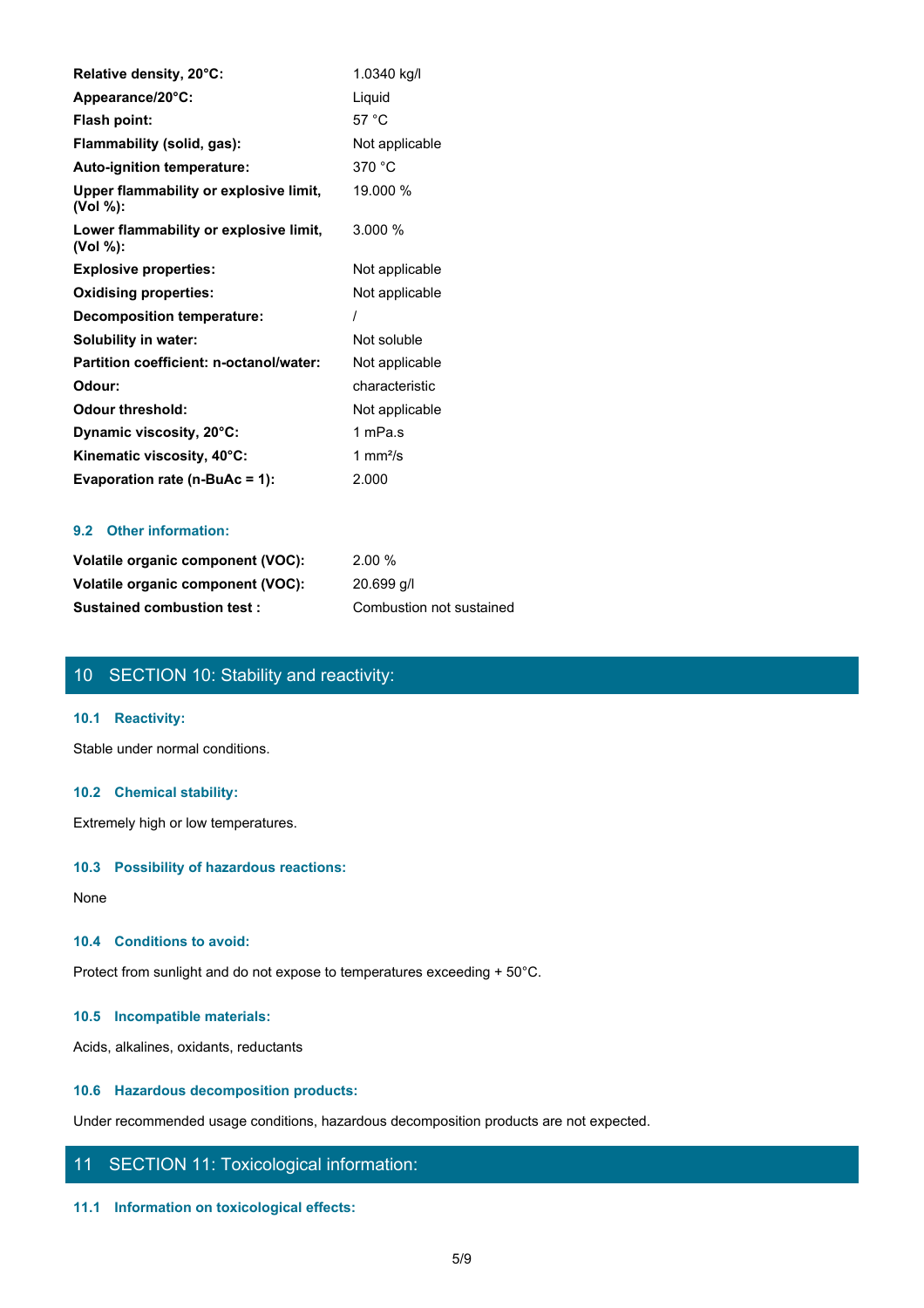| | |
|---|---|
| **Relative density, 20°C:** | 1.0340 kg/l |
| **Appearance/20°C:** | Liquid |
| **Flash point:** | 57 °C |
| **Flammability (solid, gas):** | Not applicable |
| **Auto-ignition temperature:** | 370 °C |
| **Upper flammability or explosive limit, (Vol %):** | 19.000 % |
| **Lower flammability or explosive limit, (Vol %):** | 3.000 % |
| **Explosive properties:** | Not applicable |
| **Oxidising properties:** | Not applicable |
| **Decomposition temperature:** | / |
| **Solubility in water:** | Not soluble |
| **Partition coefficient: n-octanol/water:** | Not applicable |
| **Odour:** | characteristic |
| **Odour threshold:** | Not applicable |
| **Dynamic viscosity, 20°C:** | 1 mPa.s |
| **Kinematic viscosity, 40°C:** | 1 $mm^2/s$ |
| **Evaporation rate (n-BuAc = 1):** | 2.000 |

### 9.2 Other information:

| | |
|---|---|
| **Volatile organic component (VOC):** | 2.00 % |
| **Volatile organic component (VOC):** | 20.699 g/l |
| **Sustained combustion test :** | Combustion not sustained |

## 10 SECTION 10: Stability and reactivity:

### 10.1 Reactivity:

Stable under normal conditions.

### 10.2 Chemical stability:

Extremely high or low temperatures.

### 10.3 Possibility of hazardous reactions:

None

### 10.4 Conditions to avoid:

Protect from sunlight and do not expose to temperatures exceeding + 50°C.

### 10.5 Incompatible materials:

Acids, alkalines, oxidants, reductants

### 10.6 Hazardous decomposition products:

Under recommended usage conditions, hazardous decomposition products are not expected.

## 11 SECTION 11: Toxicological information:

### 11.1 Information on toxicological effects: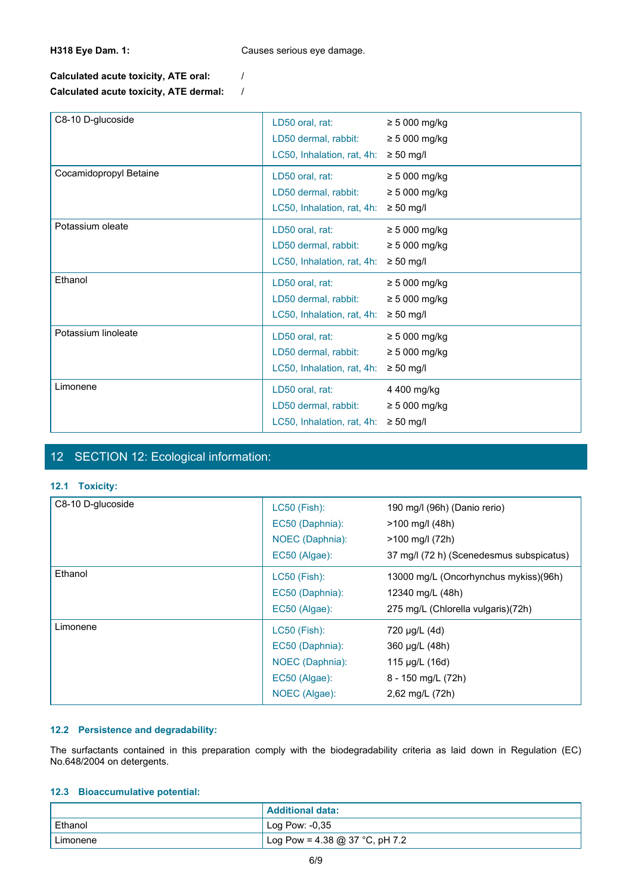**H318 Eye Dam. 1:** Causes serious eye damage.

**Calculated acute toxicity, ATE oral:** /
**Calculated acute toxicity, ATE dermal:** /

| Substance | Test | Value |
|---|---|---|
| C8-10 D-glucoside | LD50 oral, rat: | ≥ 5 000 mg/kg |
| | LD50 dermal, rabbit: | ≥ 5 000 mg/kg |
| | LC50, Inhalation, rat, 4h: | ≥ 50 mg/l |
| Cocamidopropyl Betaine | LD50 oral, rat: | ≥ 5 000 mg/kg |
| | LD50 dermal, rabbit: | ≥ 5 000 mg/kg |
| | LC50, Inhalation, rat, 4h: | ≥ 50 mg/l |
| Potassium oleate | LD50 oral, rat: | ≥ 5 000 mg/kg |
| | LD50 dermal, rabbit: | ≥ 5 000 mg/kg |
| | LC50, Inhalation, rat, 4h: | ≥ 50 mg/l |
| Ethanol | LD50 oral, rat: | ≥ 5 000 mg/kg |
| | LD50 dermal, rabbit: | ≥ 5 000 mg/kg |
| | LC50, Inhalation, rat, 4h: | ≥ 50 mg/l |
| Potassium linoleate | LD50 oral, rat: | ≥ 5 000 mg/kg |
| | LD50 dermal, rabbit: | ≥ 5 000 mg/kg |
| | LC50, Inhalation, rat, 4h: | ≥ 50 mg/l |
| Limonene | LD50 oral, rat: | 4 400 mg/kg |
| | LD50 dermal, rabbit: | ≥ 5 000 mg/kg |
| | LC50, Inhalation, rat, 4h: | ≥ 50 mg/l |

# 12 SECTION 12: Ecological information:

### 12.1 Toxicity:

| Substance | Test | Value |
|---|---|---|
| C8-10 D-glucoside | LC50 (Fish): | 190 mg/l (96h) (Danio rerio) |
| | EC50 (Daphnia): | >100 mg/l (48h) |
| | NOEC (Daphnia): | >100 mg/l (72h) |
| | EC50 (Algae): | 37 mg/l (72 h) (Scenedesmus subspicatus) |
| Ethanol | LC50 (Fish): | 13000 mg/L (Oncorhynchus mykiss)(96h) |
| | EC50 (Daphnia): | 12340 mg/L (48h) |
| | EC50 (Algae): | 275 mg/L (Chlorella vulgaris)(72h) |
| Limonene | LC50 (Fish): | 720 µg/L (4d) |
| | EC50 (Daphnia): | 360 µg/L (48h) |
| | NOEC (Daphnia): | 115 µg/L (16d) |
| | EC50 (Algae): | 8 - 150 mg/L (72h) |
| | NOEC (Algae): | 2,62 mg/L (72h) |

### 12.2 Persistence and degradability:

The surfactants contained in this preparation comply with the biodegradability criteria as laid down in Regulation (EC) No.648/2004 on detergents.

### 12.3 Bioaccumulative potential:

| | Additional data: |
|---|---|
| Ethanol | Log Pow: -0,35 |
| Limonene | Log Pow = 4.38 @ 37 °C, pH 7.2 |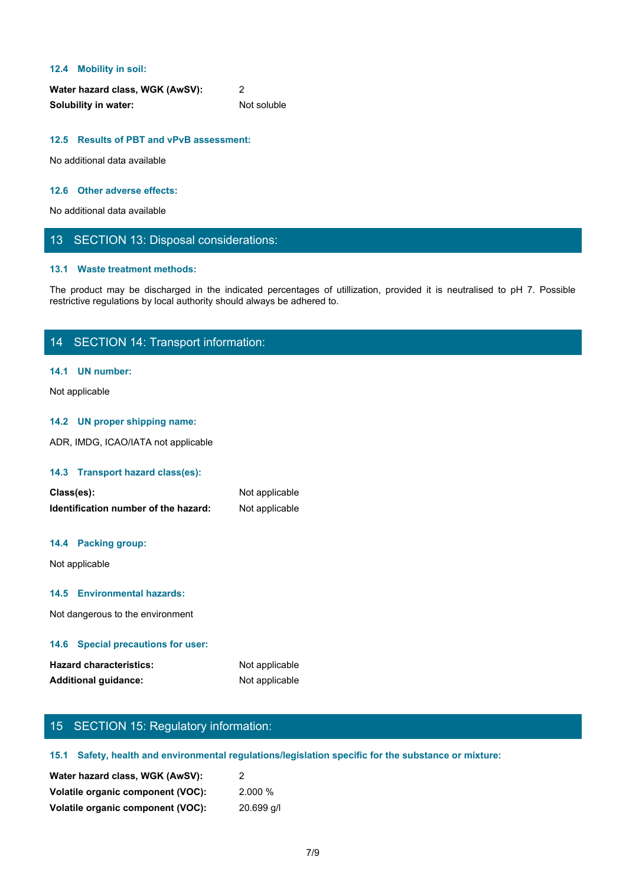### 12.4 Mobility in soil:

| | |
|---|---|
| **Water hazard class, WGK (AwSV):** | 2 |
| **Solubility in water:** | Not soluble |

### 12.5 Results of PBT and vPvB assessment:

No additional data available

### 12.6 Other adverse effects:

No additional data available

## 13 SECTION 13: Disposal considerations:

### 13.1 Waste treatment methods:

The product may be discharged in the indicated percentages of utillization, provided it is neutralised to pH 7. Possible restrictive regulations by local authority should always be adhered to.

## 14 SECTION 14: Transport information:

### 14.1 UN number:

Not applicable

### 14.2 UN proper shipping name:

ADR, IMDG, ICAO/IATA not applicable

### 14.3 Transport hazard class(es):

| | |
|---|---|
| **Class(es):** | Not applicable |
| **Identification number of the hazard:** | Not applicable |

### 14.4 Packing group:

Not applicable

### 14.5 Environmental hazards:

Not dangerous to the environment

### 14.6 Special precautions for user:

| | |
|---|---|
| **Hazard characteristics:** | Not applicable |
| **Additional guidance:** | Not applicable |

## 15 SECTION 15: Regulatory information:

### 15.1 Safety, health and environmental regulations/legislation specific for the substance or mixture:

| | |
|---|---|
| **Water hazard class, WGK (AwSV):** | 2 |
| **Volatile organic component (VOC):** | 2.000 % |
| **Volatile organic component (VOC):** | 20.699 g/l |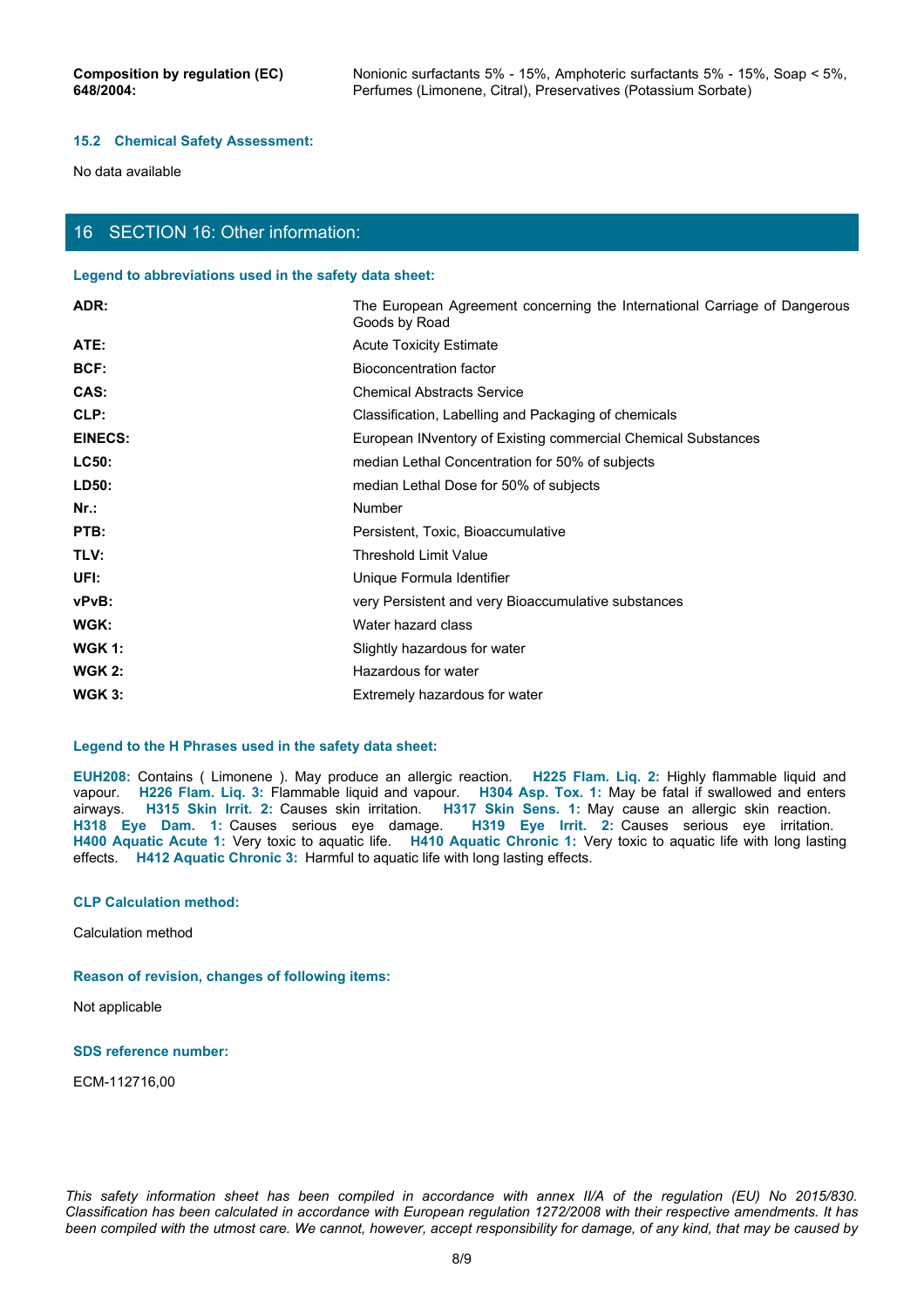| | |
|---|---|
| **Composition by regulation (EC) 648/2004:** | Nonionic surfactants 5% - 15%, Amphoteric surfactants 5% - 15%, Soap < 5%, Perfumes (Limonene, Citral), Preservatives (Potassium Sorbate) |

### 15.2 Chemical Safety Assessment:

No data available

## 16 SECTION 16: Other information:

### Legend to abbreviations used in the safety data sheet:

| | |
|---|---|
| **ADR:** | The European Agreement concerning the International Carriage of Dangerous Goods by Road |
| **ATE:** | Acute Toxicity Estimate |
| **BCF:** | Bioconcentration factor |
| **CAS:** | Chemical Abstracts Service |
| **CLP:** | Classification, Labelling and Packaging of chemicals |
| **EINECS:** | European INventory of Existing commercial Chemical Substances |
| **LC50:** | median Lethal Concentration for 50% of subjects |
| **LD50:** | median Lethal Dose for 50% of subjects |
| **Nr.:** | Number |
| **PTB:** | Persistent, Toxic, Bioaccumulative |
| **TLV:** | Threshold Limit Value |
| **UFI:** | Unique Formula Identifier |
| **vPvB:** | very Persistent and very Bioaccumulative substances |
| **WGK:** | Water hazard class |
| **WGK 1:** | Slightly hazardous for water |
| **WGK 2:** | Hazardous for water |
| **WGK 3:** | Extremely hazardous for water |

### Legend to the H Phrases used in the safety data sheet:

**EUH208:** Contains ( Limonene ). May produce an allergic reaction. **H225 Flam. Liq. 2:** Highly flammable liquid and vapour. **H226 Flam. Liq. 3:** Flammable liquid and vapour. **H304 Asp. Tox. 1:** May be fatal if swallowed and enters airways. **H315 Skin Irrit. 2:** Causes skin irritation. **H317 Skin Sens. 1:** May cause an allergic skin reaction. **H318 Eye Dam. 1:** Causes serious eye damage. **H319 Eye Irrit. 2:** Causes serious eye irritation. **H400 Aquatic Acute 1:** Very toxic to aquatic life. **H410 Aquatic Chronic 1:** Very toxic to aquatic life with long lasting effects. **H412 Aquatic Chronic 3:** Harmful to aquatic life with long lasting effects.

### CLP Calculation method:

Calculation method

### Reason of revision, changes of following items:

Not applicable

### SDS reference number:

ECM-112716,00

*This safety information sheet has been compiled in accordance with annex II/A of the regulation (EU) No 2015/830. Classification has been calculated in accordance with European regulation 1272/2008 with their respective amendments. It has been compiled with the utmost care. We cannot, however, accept responsibility for damage, of any kind, that may be caused by*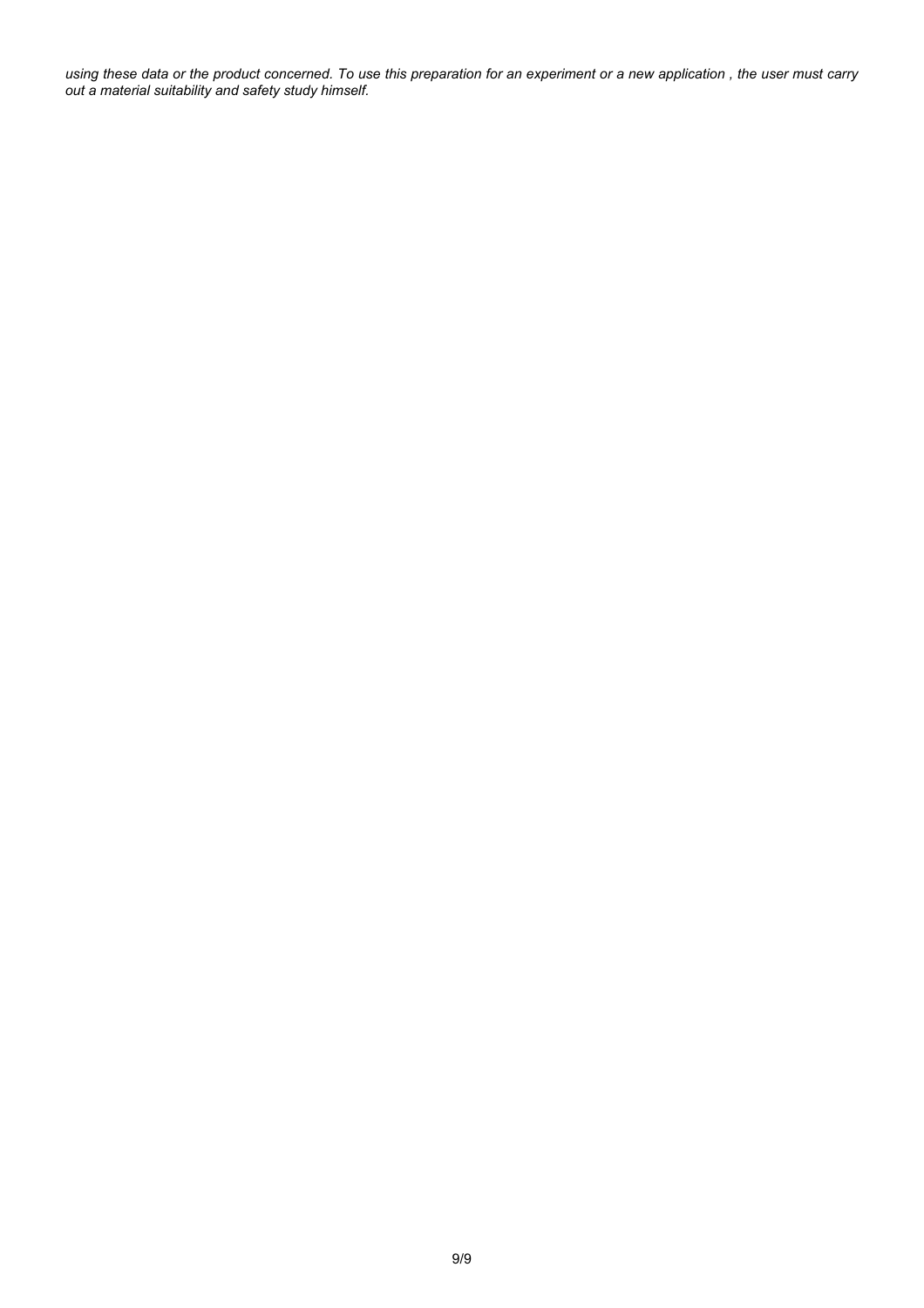*using these data or the product concerned. To use this preparation for an experiment or a new application , the user must carry out a material suitability and safety study himself.*